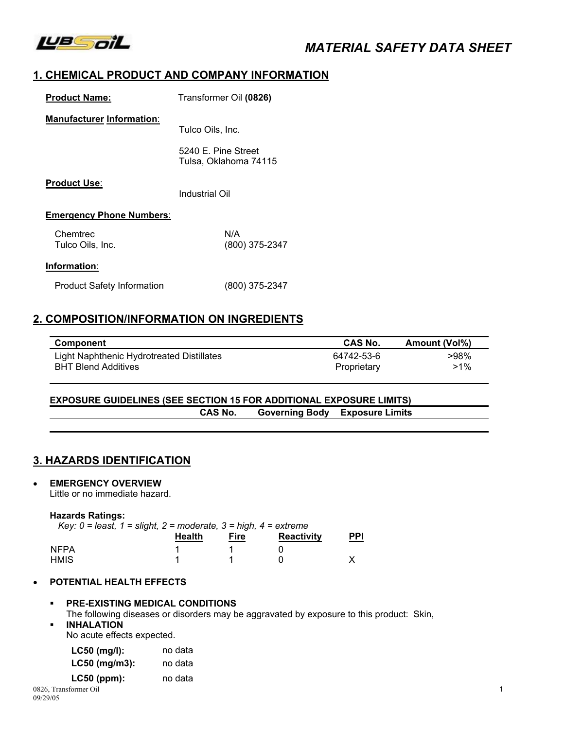# MATERIAL SAFETY DATA SHEET

## 1. CHEMICAL PRODUCT AND COMPANY INFORMATION

**Product Name:** Transformer Oil **(0826)**

**Manufacturer Information:**

Tulco Oils, Inc.

5240 E. Pine Street
Tulsa, Oklahoma 74115

**Product Use:**

Industrial Oil

**Emergency Phone Numbers:**

| | |
|---|---|
| Chemtrec | N/A |
| Tulco Oils, Inc. | (800) 375-2347 |

**Information:**

| | |
|---|---|
| Product Safety Information | (800) 375-2347 |

## 2. COMPOSITION/INFORMATION ON INGREDIENTS

| Component | CAS No. | Amount (Vol%) |
|---|---|---|
| Light Naphthenic Hydrotreated Distillates | 64742-53-6 | >98% |
| BHT Blend Additives | Proprietary | >1% |

**EXPOSURE GUIDELINES (SEE SECTION 15 FOR ADDITIONAL EXPOSURE LIMITS)**

| CAS No. | Governing Body | Exposure Limits |
|---|---|---|

## 3. HAZARDS IDENTIFICATION

- **EMERGENCY OVERVIEW**
  Little or no immediate hazard.

  **Hazards Ratings:**
  *Key: 0 = least, 1 = slight, 2 = moderate, 3 = high, 4 = extreme*

  | | Health | Fire | Reactivity | PPI |
  |---|---|---|---|---|
  | NFPA | 1 | 1 | 0 | |
  | HMIS | 1 | 1 | 0 | X |

- **POTENTIAL HEALTH EFFECTS**

  - **PRE-EXISTING MEDICAL CONDITIONS**
    The following diseases or disorders may be aggravated by exposure to this product: Skin,
  - **INHALATION**
    No acute effects expected.

    | | |
    |---|---|
    | **LC50 (mg/l):** | no data |
    | **LC50 (mg/m3):** | no data |
    | **LC50 (ppm):** | no data |

0826, Transformer Oil
09/29/05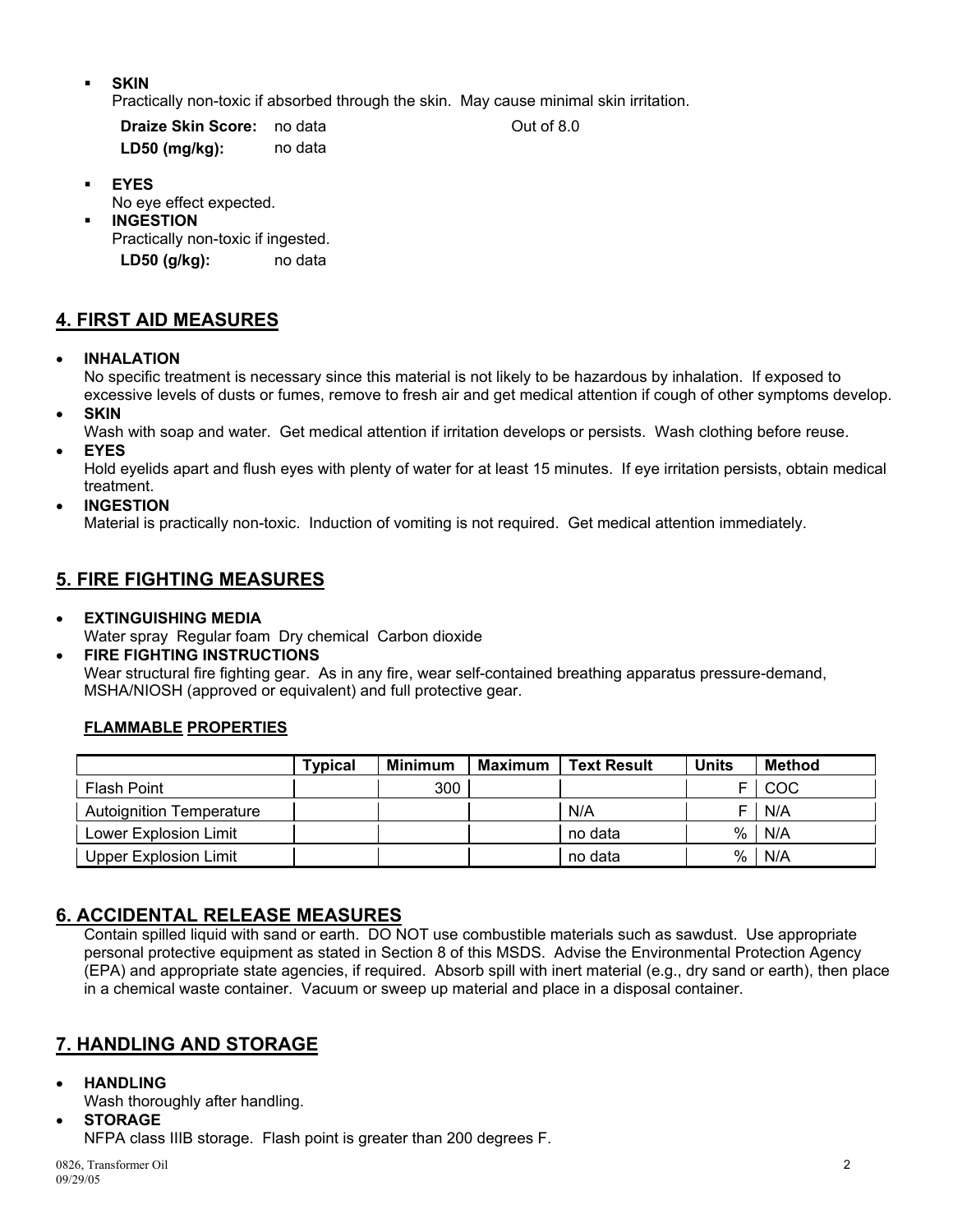- **SKIN**

  Practically non-toxic if absorbed through the skin. May cause minimal skin irritation.

  **Draize Skin Score:** no data Out of 8.0

  **LD50 (mg/kg):** no data

- **EYES**

  No eye effect expected.

- **INGESTION**

  Practically non-toxic if ingested.

  **LD50 (g/kg):** no data

## 4. FIRST AID MEASURES

- **INHALATION**

  No specific treatment is necessary since this material is not likely to be hazardous by inhalation. If exposed to excessive levels of dusts or fumes, remove to fresh air and get medical attention if cough of other symptoms develop.

- **SKIN**

  Wash with soap and water. Get medical attention if irritation develops or persists. Wash clothing before reuse.

- **EYES**

  Hold eyelids apart and flush eyes with plenty of water for at least 15 minutes. If eye irritation persists, obtain medical treatment.

- **INGESTION**

  Material is practically non-toxic. Induction of vomiting is not required. Get medical attention immediately.

## 5. FIRE FIGHTING MEASURES

- **EXTINGUISHING MEDIA**

  Water spray Regular foam Dry chemical Carbon dioxide

- **FIRE FIGHTING INSTRUCTIONS**

  Wear structural fire fighting gear. As in any fire, wear self-contained breathing apparatus pressure-demand, MSHA/NIOSH (approved or equivalent) and full protective gear.

**FLAMMABLE PROPERTIES**

| | Typical | Minimum | Maximum | Text Result | Units | Method |
|---|---|---|---|---|---|---|
| Flash Point | | 300 | | | F | COC |
| Autoignition Temperature | | | | N/A | F | N/A |
| Lower Explosion Limit | | | | no data | % | N/A |
| Upper Explosion Limit | | | | no data | % | N/A |

## 6. ACCIDENTAL RELEASE MEASURES

Contain spilled liquid with sand or earth. DO NOT use combustible materials such as sawdust. Use appropriate personal protective equipment as stated in Section 8 of this MSDS. Advise the Environmental Protection Agency (EPA) and appropriate state agencies, if required. Absorb spill with inert material (e.g., dry sand or earth), then place in a chemical waste container. Vacuum or sweep up material and place in a disposal container.

## 7. HANDLING AND STORAGE

- **HANDLING**

  Wash thoroughly after handling.

- **STORAGE**

  NFPA class IIIB storage. Flash point is greater than 200 degrees F.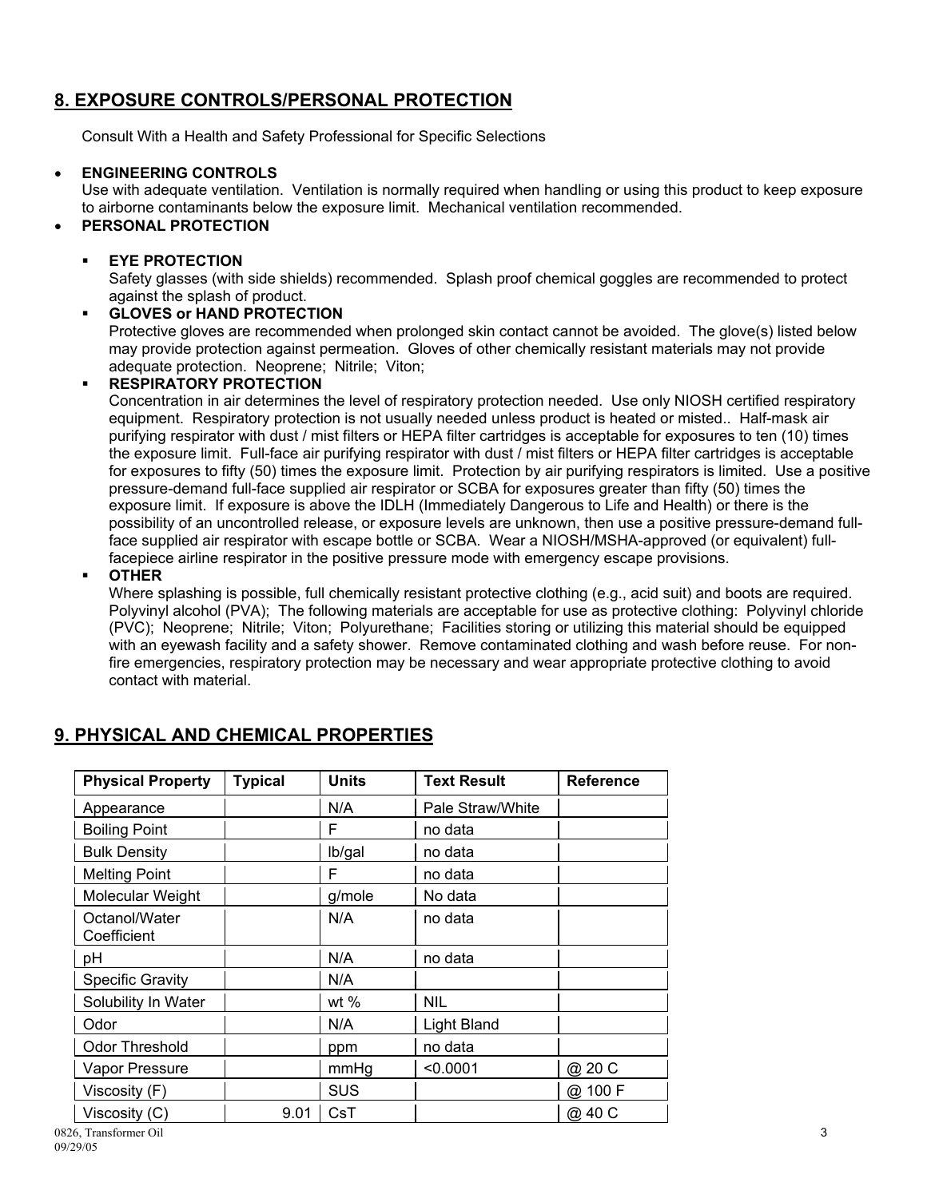## 8. EXPOSURE CONTROLS/PERSONAL PROTECTION

Consult With a Health and Safety Professional for Specific Selections

- **ENGINEERING CONTROLS**
  Use with adequate ventilation. Ventilation is normally required when handling or using this product to keep exposure to airborne contaminants below the exposure limit. Mechanical ventilation recommended.
- **PERSONAL PROTECTION**
  - **EYE PROTECTION**
    Safety glasses (with side shields) recommended. Splash proof chemical goggles are recommended to protect against the splash of product.
  - **GLOVES or HAND PROTECTION**
    Protective gloves are recommended when prolonged skin contact cannot be avoided. The glove(s) listed below may provide protection against permeation. Gloves of other chemically resistant materials may not provide adequate protection. Neoprene; Nitrile; Viton;
  - **RESPIRATORY PROTECTION**
    Concentration in air determines the level of respiratory protection needed. Use only NIOSH certified respiratory equipment. Respiratory protection is not usually needed unless product is heated or misted.. Half-mask air purifying respirator with dust / mist filters or HEPA filter cartridges is acceptable for exposures to ten (10) times the exposure limit. Full-face air purifying respirator with dust / mist filters or HEPA filter cartridges is acceptable for exposures to fifty (50) times the exposure limit. Protection by air purifying respirators is limited. Use a positive pressure-demand full-face supplied air respirator or SCBA for exposures greater than fifty (50) times the exposure limit. If exposure is above the IDLH (Immediately Dangerous to Life and Health) or there is the possibility of an uncontrolled release, or exposure levels are unknown, then use a positive pressure-demand full-face supplied air respirator with escape bottle or SCBA. Wear a NIOSH/MSHA-approved (or equivalent) full-facepiece airline respirator in the positive pressure mode with emergency escape provisions.
  - **OTHER**
    Where splashing is possible, full chemically resistant protective clothing (e.g., acid suit) and boots are required. Polyvinyl alcohol (PVA); The following materials are acceptable for use as protective clothing: Polyvinyl chloride (PVC); Neoprene; Nitrile; Viton; Polyurethane; Facilities storing or utilizing this material should be equipped with an eyewash facility and a safety shower. Remove contaminated clothing and wash before reuse. For non-fire emergencies, respiratory protection may be necessary and wear appropriate protective clothing to avoid contact with material.

## 9. PHYSICAL AND CHEMICAL PROPERTIES

| Physical Property | Typical | Units | Text Result | Reference |
|---|---|---|---|---|
| Appearance | | N/A | Pale Straw/White | |
| Boiling Point | | F | no data | |
| Bulk Density | | lb/gal | no data | |
| Melting Point | | F | no data | |
| Molecular Weight | | g/mole | No data | |
| Octanol/Water Coefficient | | N/A | no data | |
| pH | | N/A | no data | |
| Specific Gravity | | N/A | | |
| Solubility In Water | | wt % | NIL | |
| Odor | | N/A | Light Bland | |
| Odor Threshold | | ppm | no data | |
| Vapor Pressure | | mmHg | <0.0001 | @ 20 C |
| Viscosity (F) | | SUS | | @ 100 F |
| Viscosity (C) | 9.01 | CsT | | @ 40 C |

0826, Transformer Oil
09/29/05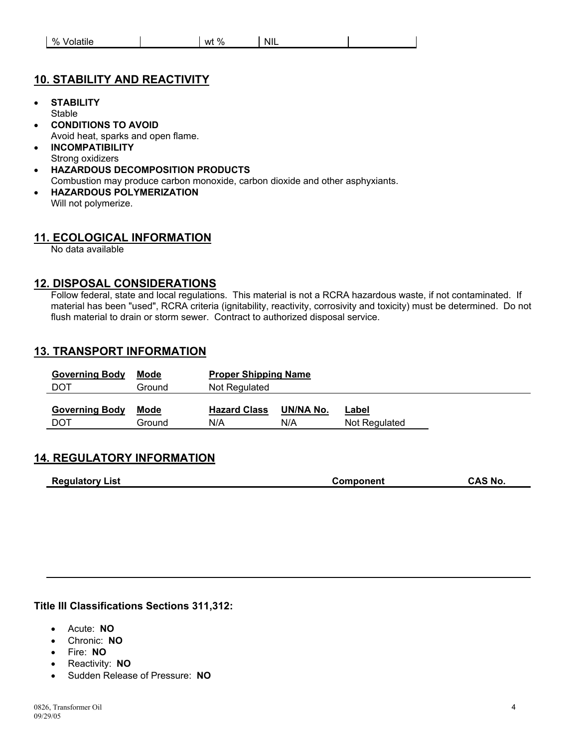| % Volatile | | wt % | NIL | |
|---|---|---|---|---|

## 10. STABILITY AND REACTIVITY

- **STABILITY**
  Stable
- **CONDITIONS TO AVOID**
  Avoid heat, sparks and open flame.
- **INCOMPATIBILITY**
  Strong oxidizers
- **HAZARDOUS DECOMPOSITION PRODUCTS**
  Combustion may produce carbon monoxide, carbon dioxide and other asphyxiants.
- **HAZARDOUS POLYMERIZATION**
  Will not polymerize.

## 11. ECOLOGICAL INFORMATION

No data available

## 12. DISPOSAL CONSIDERATIONS

Follow federal, state and local regulations. This material is not a RCRA hazardous waste, if not contaminated. If material has been "used", RCRA criteria (ignitability, reactivity, corrosivity and toxicity) must be determined. Do not flush material to drain or storm sewer. Contract to authorized disposal service.

## 13. TRANSPORT INFORMATION

| Governing Body | Mode | Proper Shipping Name |
|---|---|---|
| DOT | Ground | Not Regulated |

| Governing Body | Mode | Hazard Class | UN/NA No. | Label |
|---|---|---|---|---|
| DOT | Ground | N/A | N/A | Not Regulated |

## 14. REGULATORY INFORMATION

| Regulatory List | Component | CAS No. |
|---|---|---|

**Title III Classifications Sections 311,312:**

- Acute: **NO**
- Chronic: **NO**
- Fire: **NO**
- Reactivity: **NO**
- Sudden Release of Pressure: **NO**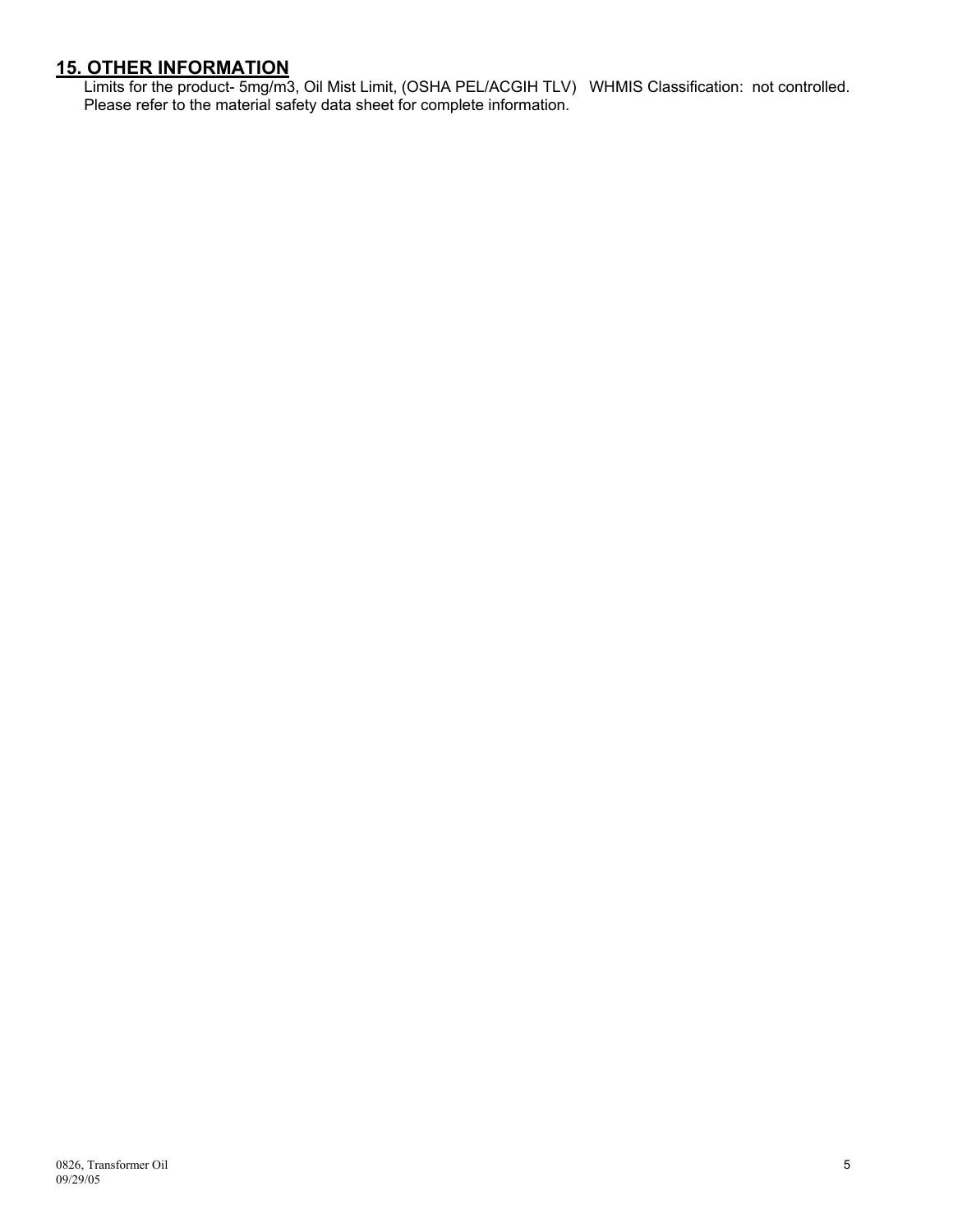## 15. OTHER INFORMATION

Limits for the product- 5mg/m3, Oil Mist Limit, (OSHA PEL/ACGIH TLV) WHMIS Classification: not controlled. Please refer to the material safety data sheet for complete information.